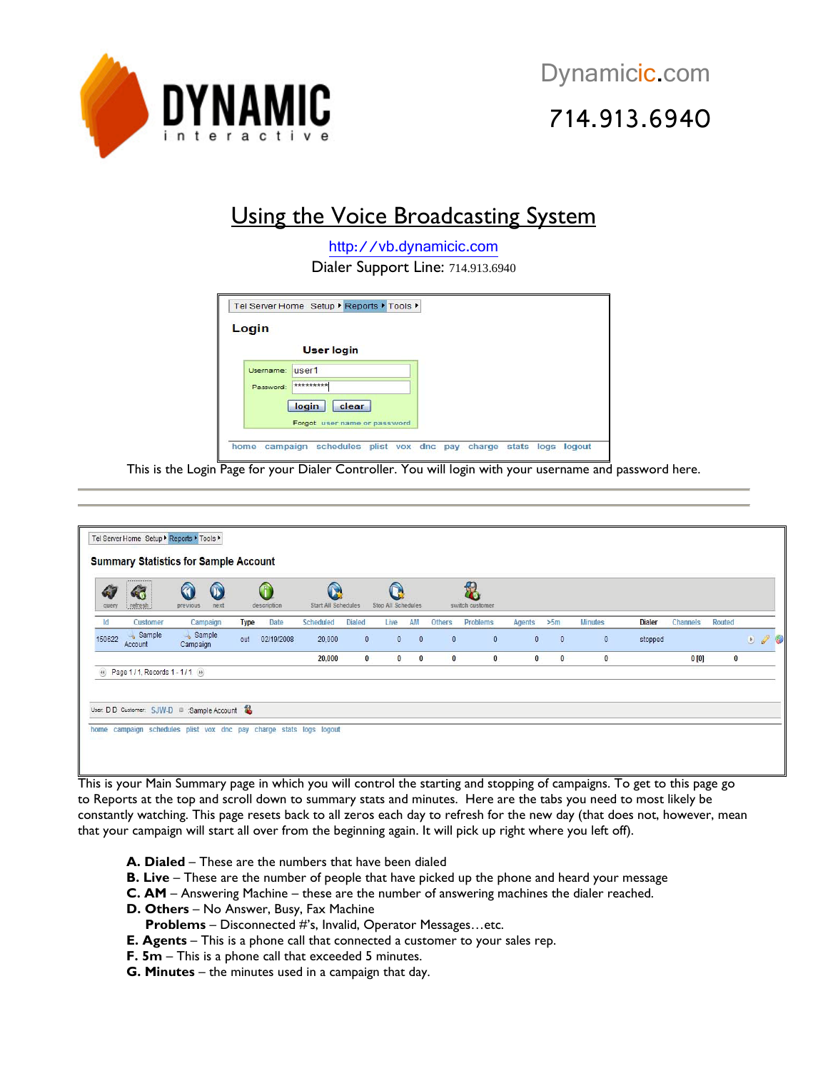DYNAMIC interactive

Dynamicic.com

714.913.6940

# Using the Voice Broadcasting System

http://vb.dynamicic.com

Dialer Support Line: 714.913.6940

Tel Server Home Setup ▸ Reports ▸ Tools ▸

**Login**

**User login**

Username: user1

Password: *********

login clear

Forgot: user name or password

home campaign schedules plist vox dnc pay charge stats logs logout

This is the Login Page for your Dialer Controller. You will login with your username and password here.

---

Tel Server Home Setup ▸ Reports ▸ Tools ▸

**Summary Statistics for Sample Account**

query refresh previous next description Start All Schedules Stop All Schedules switch customer

| Id | Customer | Campaign | Type | Date | Scheduled | Dialed | Live | AM | Others | Problems | Agents | >5m | Minutes | Dialer | Channels | Routed |
|---|---|---|---|---|---|---|---|---|---|---|---|---|---|---|---|---|
| 150622 | Sample Account | Sample Campaign | out | 02/19/2008 | 20,000 | 0 | 0 | 0 | 0 | 0 | 0 | 0 | 0 | stopped | | |
| | | | | | 20,000 | 0 | 0 | 0 | 0 | 0 | 0 | 0 | 0 | | 0 [0] | 0 |

Page 1 / 1, Records 1 - 1 / 1

User: D D Customer: SJW-D :Sample Account

home campaign schedules plist vox dnc pay charge stats logs logout

This is your Main Summary page in which you will control the starting and stopping of campaigns. To get to this page go to Reports at the top and scroll down to summary stats and minutes. Here are the tabs you need to most likely be constantly watching. This page resets back to all zeros each day to refresh for the new day (that does not, however, mean that your campaign will start all over from the beginning again. It will pick up right where you left off).

**A. Dialed** – These are the numbers that have been dialed
**B. Live** – These are the number of people that have picked up the phone and heard your message
**C. AM** – Answering Machine – these are the number of answering machines the dialer reached.
**D. Others** – No Answer, Busy, Fax Machine
**Problems** – Disconnected #'s, Invalid, Operator Messages…etc.
**E. Agents** – This is a phone call that connected a customer to your sales rep.
**F. 5m** – This is a phone call that exceeded 5 minutes.
**G. Minutes** – the minutes used in a campaign that day.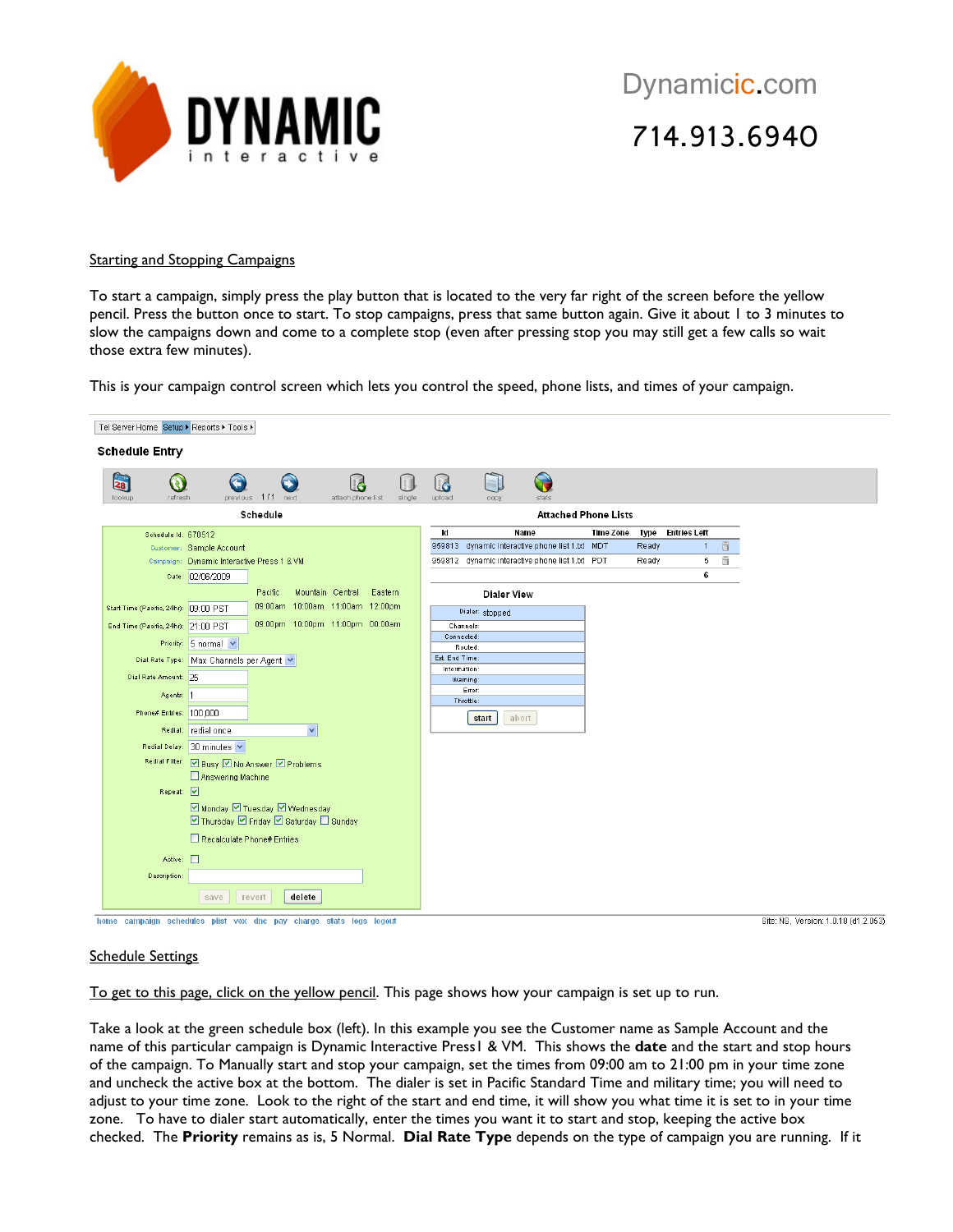Starting and Stopping Campaigns

To start a campaign, simply press the play button that is located to the very far right of the screen before the yellow pencil. Press the button once to start. To stop campaigns, press that same button again. Give it about 1 to 3 minutes to slow the campaigns down and come to a complete stop (even after pressing stop you may still get a few calls so wait those extra few minutes).

This is your campaign control screen which lets you control the speed, phone lists, and times of your campaign.

Schedule Settings

To get to this page, click on the yellow pencil. This page shows how your campaign is set up to run.

Take a look at the green schedule box (left). In this example you see the Customer name as Sample Account and the name of this particular campaign is Dynamic Interactive Press1 & VM. This shows the **date** and the start and stop hours of the campaign. To Manually start and stop your campaign, set the times from 09:00 am to 21:00 pm in your time zone and uncheck the active box at the bottom. The dialer is set in Pacific Standard Time and military time; you will need to adjust to your time zone. Look to the right of the start and end time, it will show you what time it is set to in your time zone. To have to dialer start automatically, enter the times you want it to start and stop, keeping the active box checked. The **Priority** remains as is, 5 Normal. **Dial Rate Type** depends on the type of campaign you are running. If it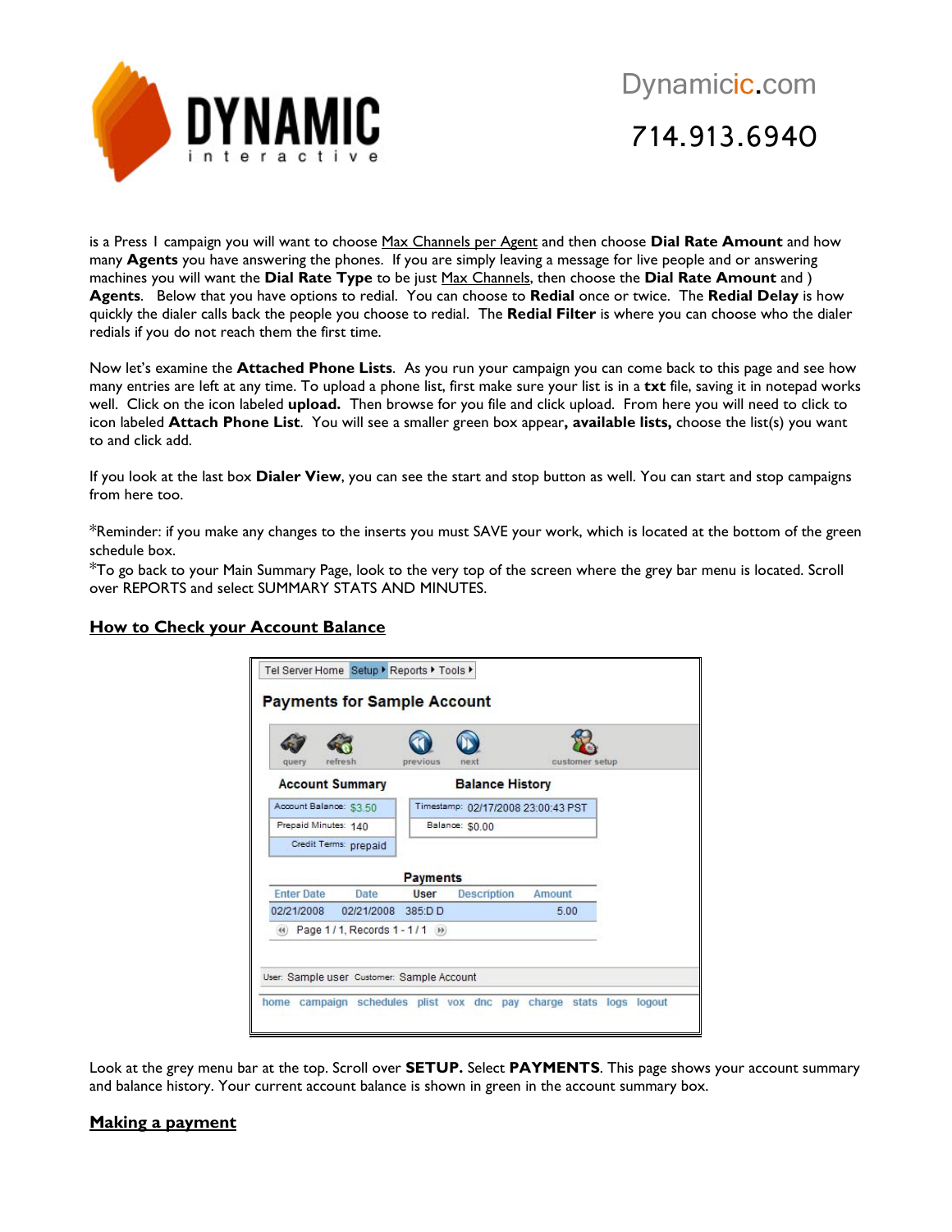is a Press 1 campaign you will want to choose Max Channels per Agent and then choose **Dial Rate Amount** and how many **Agents** you have answering the phones. If you are simply leaving a message for live people and or answering machines you will want the **Dial Rate Type** to be just Max Channels, then choose the **Dial Rate Amount** and ) **Agents**. Below that you have options to redial. You can choose to **Redial** once or twice. The **Redial Delay** is how quickly the dialer calls back the people you choose to redial. The **Redial Filter** is where you can choose who the dialer redials if you do not reach them the first time.

Now let's examine the **Attached Phone Lists**. As you run your campaign you can come back to this page and see how many entries are left at any time. To upload a phone list, first make sure your list is in a **txt** file, saving it in notepad works well. Click on the icon labeled **upload.** Then browse for you file and click upload. From here you will need to click to icon labeled **Attach Phone List**. You will see a smaller green box appear**, available lists,** choose the list(s) you want to and click add.

If you look at the last box **Dialer View**, you can see the start and stop button as well. You can start and stop campaigns from here too.

*Reminder: if you make any changes to the inserts you must SAVE your work, which is located at the bottom of the green schedule box.
*To go back to your Main Summary Page, look to the very top of the screen where the grey bar menu is located. Scroll over REPORTS and select SUMMARY STATS AND MINUTES.

## How to Check your Account Balance

Look at the grey menu bar at the top. Scroll over **SETUP.** Select **PAYMENTS**. This page shows your account summary and balance history. Your current account balance is shown in green in the account summary box.

## Making a payment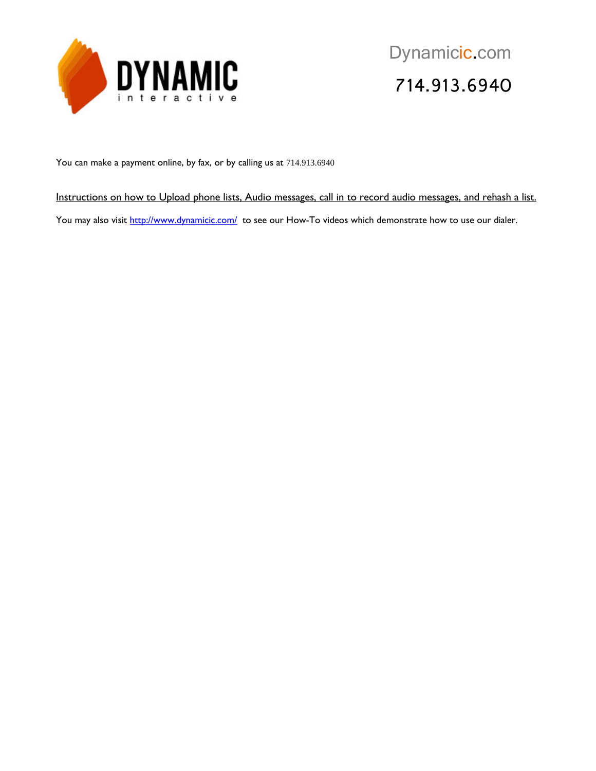**DYNAMIC**
interactive

Dynamicic.com

714.913.6940

You can make a payment online, by fax, or by calling us at 714.913.6940

Instructions on how to Upload phone lists, Audio messages, call in to record audio messages, and rehash a list.

You may also visit http://www.dynamicic.com/ to see our How-To videos which demonstrate how to use our dialer.